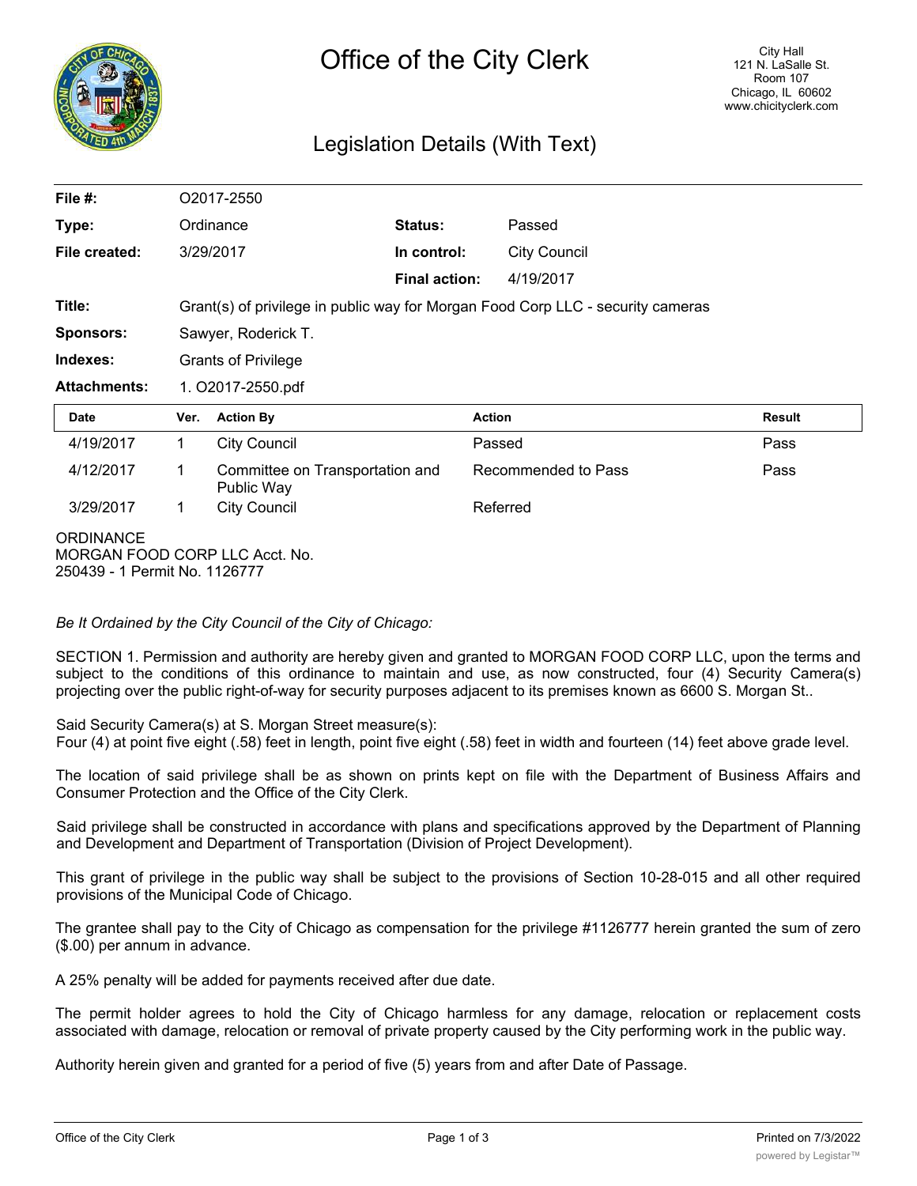# Office of the City Clerk

City Hall
121 N. LaSalle St.
Room 107
Chicago, IL 60602
www.chicityclerk.com

## Legislation Details (With Text)

| | | | |
|---|---|---|---|
| **File #:** | O2017-2550 | | |
| **Type:** | Ordinance | **Status:** | Passed |
| **File created:** | 3/29/2017 | **In control:** | City Council |
| | | **Final action:** | 4/19/2017 |
| **Title:** | Grant(s) of privilege in public way for Morgan Food Corp LLC - security cameras | | |
| **Sponsors:** | Sawyer, Roderick T. | | |
| **Indexes:** | Grants of Privilege | | |
| **Attachments:** | 1. O2017-2550.pdf | | |

| Date | Ver. | Action By | Action | Result |
|---|---|---|---|---|
| 4/19/2017 | 1 | City Council | Passed | Pass |
| 4/12/2017 | 1 | Committee on Transportation and Public Way | Recommended to Pass | Pass |
| 3/29/2017 | 1 | City Council | Referred | |

ORDINANCE
MORGAN FOOD CORP LLC Acct. No.
250439 - 1 Permit No. 1126777

*Be It Ordained by the City Council of the City of Chicago:*

SECTION 1. Permission and authority are hereby given and granted to MORGAN FOOD CORP LLC, upon the terms and subject to the conditions of this ordinance to maintain and use, as now constructed, four (4) Security Camera(s) projecting over the public right-of-way for security purposes adjacent to its premises known as 6600 S. Morgan St..

Said Security Camera(s) at S. Morgan Street measure(s):
Four (4) at point five eight (.58) feet in length, point five eight (.58) feet in width and fourteen (14) feet above grade level.

The location of said privilege shall be as shown on prints kept on file with the Department of Business Affairs and Consumer Protection and the Office of the City Clerk.

Said privilege shall be constructed in accordance with plans and specifications approved by the Department of Planning and Development and Department of Transportation (Division of Project Development).

This grant of privilege in the public way shall be subject to the provisions of Section 10-28-015 and all other required provisions of the Municipal Code of Chicago.

The grantee shall pay to the City of Chicago as compensation for the privilege #1126777 herein granted the sum of zero ($.00) per annum in advance.

A 25% penalty will be added for payments received after due date.

The permit holder agrees to hold the City of Chicago harmless for any damage, relocation or replacement costs associated with damage, relocation or removal of private property caused by the City performing work in the public way.

Authority herein given and granted for a period of five (5) years from and after Date of Passage.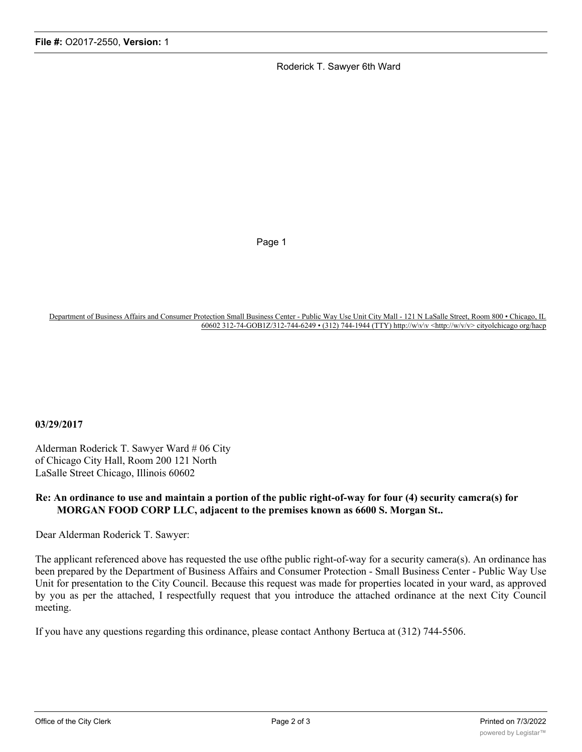Roderick T. Sawyer 6th Ward

Page 1

Department of Business Affairs and Consumer Protection Small Business Center - Public Way Use Unit City Mall - 121 N LaSalle Street, Room 800 • Chicago, IL 60602 312-74-GOB1Z/312-744-6249 • (312) 744-1944 (TTY) http://w\v\v <http://w/v/v> cityolchicago org/hacp

**03/29/2017**

Alderman Roderick T. Sawyer Ward # 06 City of Chicago City Hall, Room 200 121 North LaSalle Street Chicago, Illinois 60602

**Re: An ordinance to use and maintain a portion of the public right-of-way for four (4) security camcra(s) for MORGAN FOOD CORP LLC, adjacent to the premises known as 6600 S. Morgan St..**

Dear Alderman Roderick T. Sawyer:

The applicant referenced above has requested the use ofthe public right-of-way for a security camera(s). An ordinance has been prepared by the Department of Business Affairs and Consumer Protection - Small Business Center - Public Way Use Unit for presentation to the City Council. Because this request was made for properties located in your ward, as approved by you as per the attached, I respectfully request that you introduce the attached ordinance at the next City Council meeting.

If you have any questions regarding this ordinance, please contact Anthony Bertuca at (312) 744-5506.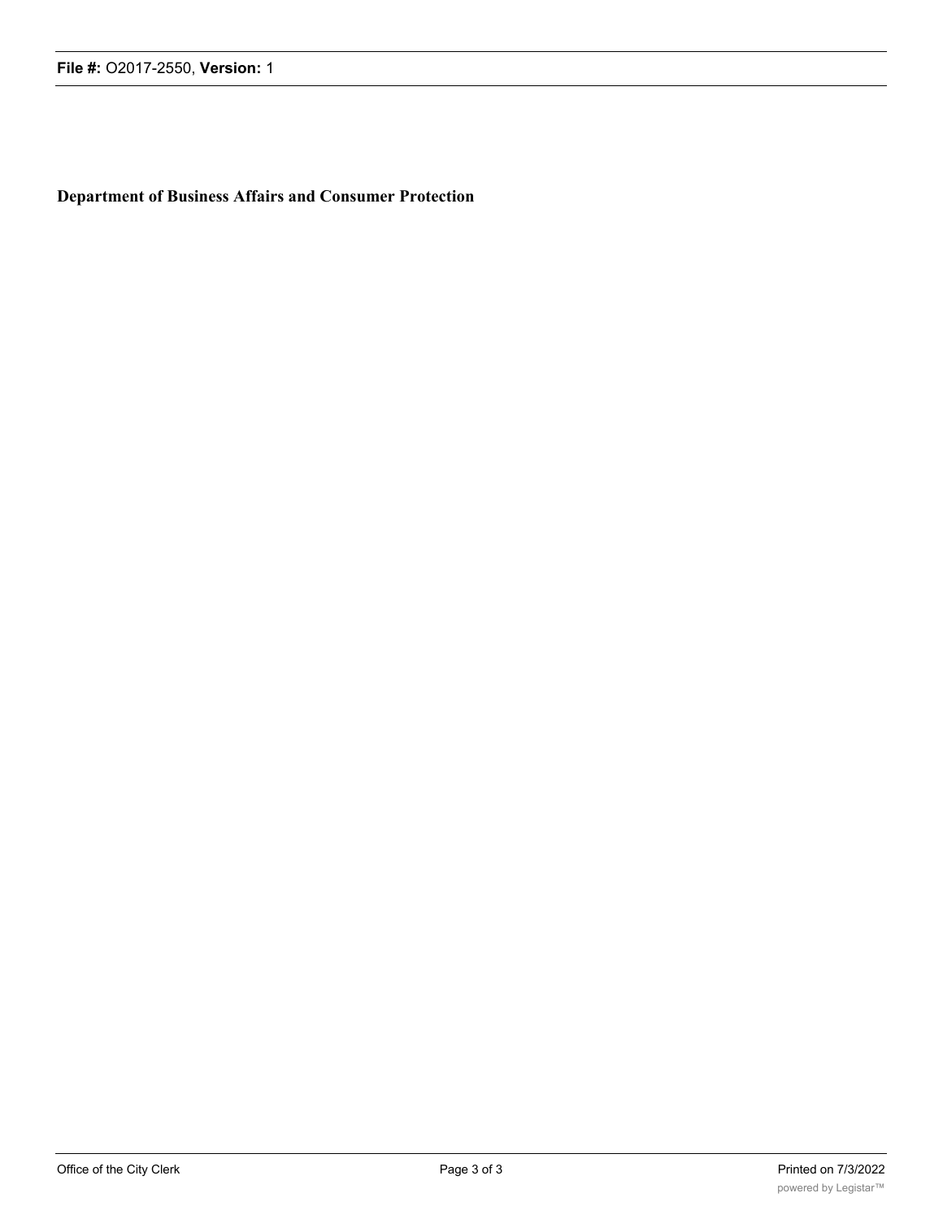**Department of Business Affairs and Consumer Protection**